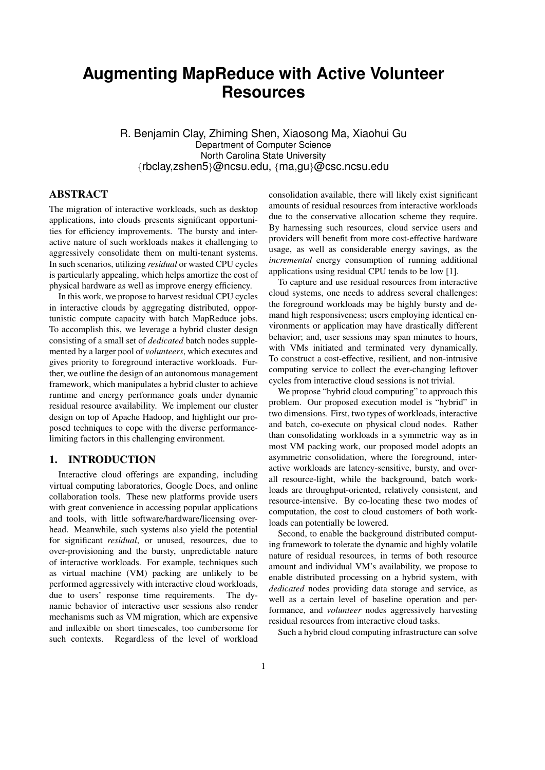# Augmenting MapReduce with Active Volunteer Resources

R. Benjamin Clay, Zhiming Shen, Xiaosong Ma, Xiaohui Gu
Department of Computer Science
North Carolina State University
{rbclay,zshen5}@ncsu.edu, {ma,gu}@csc.ncsu.edu

## ABSTRACT

The migration of interactive workloads, such as desktop applications, into clouds presents significant opportunities for efficiency improvements. The bursty and interactive nature of such workloads makes it challenging to aggressively consolidate them on multi-tenant systems. In such scenarios, utilizing *residual* or wasted CPU cycles is particularly appealing, which helps amortize the cost of physical hardware as well as improve energy efficiency.

In this work, we propose to harvest residual CPU cycles in interactive clouds by aggregating distributed, opportunistic compute capacity with batch MapReduce jobs. To accomplish this, we leverage a hybrid cluster design consisting of a small set of *dedicated* batch nodes supplemented by a larger pool of *volunteers*, which executes and gives priority to foreground interactive workloads. Further, we outline the design of an autonomous management framework, which manipulates a hybrid cluster to achieve runtime and energy performance goals under dynamic residual resource availability. We implement our cluster design on top of Apache Hadoop, and highlight our proposed techniques to cope with the diverse performance-limiting factors in this challenging environment.

## 1. INTRODUCTION

Interactive cloud offerings are expanding, including virtual computing laboratories, Google Docs, and online collaboration tools. These new platforms provide users with great convenience in accessing popular applications and tools, with little software/hardware/licensing overhead. Meanwhile, such systems also yield the potential for significant *residual*, or unused, resources, due to over-provisioning and the bursty, unpredictable nature of interactive workloads. For example, techniques such as virtual machine (VM) packing are unlikely to be performed aggressively with interactive cloud workloads, due to users' response time requirements. The dynamic behavior of interactive user sessions also render mechanisms such as VM migration, which are expensive and inflexible on short timescales, too cumbersome for such contexts. Regardless of the level of workload consolidation available, there will likely exist significant amounts of residual resources from interactive workloads due to the conservative allocation scheme they require. By harnessing such resources, cloud service users and providers will benefit from more cost-effective hardware usage, as well as considerable energy savings, as the *incremental* energy consumption of running additional applications using residual CPU tends to be low [1].

To capture and use residual resources from interactive cloud systems, one needs to address several challenges: the foreground workloads may be highly bursty and demand high responsiveness; users employing identical environments or application may have drastically different behavior; and, user sessions may span minutes to hours, with VMs initiated and terminated very dynamically. To construct a cost-effective, resilient, and non-intrusive computing service to collect the ever-changing leftover cycles from interactive cloud sessions is not trivial.

We propose "hybrid cloud computing" to approach this problem. Our proposed execution model is "hybrid" in two dimensions. First, two types of workloads, interactive and batch, co-execute on physical cloud nodes. Rather than consolidating workloads in a symmetric way as in most VM packing work, our proposed model adopts an asymmetric consolidation, where the foreground, interactive workloads are latency-sensitive, bursty, and overall resource-light, while the background, batch workloads are throughput-oriented, relatively consistent, and resource-intensive. By co-locating these two modes of computation, the cost to cloud customers of both workloads can potentially be lowered.

Second, to enable the background distributed computing framework to tolerate the dynamic and highly volatile nature of residual resources, in terms of both resource amount and individual VM's availability, we propose to enable distributed processing on a hybrid system, with *dedicated* nodes providing data storage and service, as well as a certain level of baseline operation and performance, and *volunteer* nodes aggressively harvesting residual resources from interactive cloud tasks.

Such a hybrid cloud computing infrastructure can solve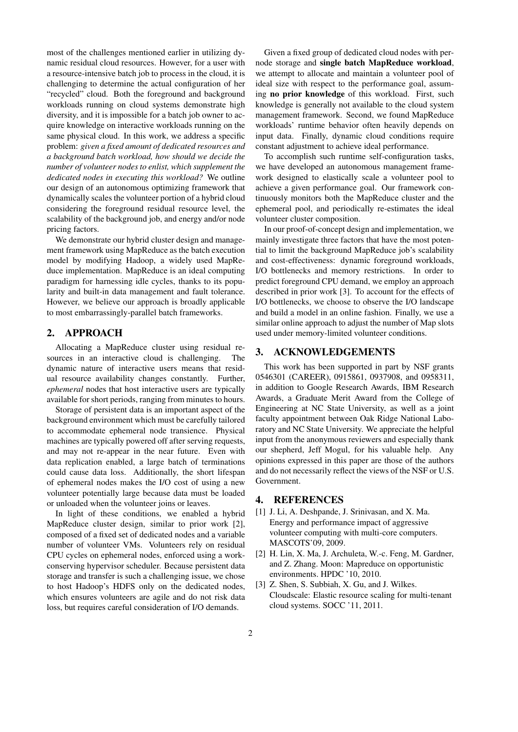most of the challenges mentioned earlier in utilizing dynamic residual cloud resources. However, for a user with a resource-intensive batch job to process in the cloud, it is challenging to determine the actual configuration of her "recycled" cloud. Both the foreground and background workloads running on cloud systems demonstrate high diversity, and it is impossible for a batch job owner to acquire knowledge on interactive workloads running on the same physical cloud. In this work, we address a specific problem: *given a fixed amount of dedicated resources and a background batch workload, how should we decide the number of volunteer nodes to enlist, which supplement the dedicated nodes in executing this workload?* We outline our design of an autonomous optimizing framework that dynamically scales the volunteer portion of a hybrid cloud considering the foreground residual resource level, the scalability of the background job, and energy and/or node pricing factors.

We demonstrate our hybrid cluster design and management framework using MapReduce as the batch execution model by modifying Hadoop, a widely used MapReduce implementation. MapReduce is an ideal computing paradigm for harnessing idle cycles, thanks to its popularity and built-in data management and fault tolerance. However, we believe our approach is broadly applicable to most embarrassingly-parallel batch frameworks.

## 2. APPROACH

Allocating a MapReduce cluster using residual resources in an interactive cloud is challenging. The dynamic nature of interactive users means that residual resource availability changes constantly. Further, *ephemeral* nodes that host interactive users are typically available for short periods, ranging from minutes to hours.

Storage of persistent data is an important aspect of the background environment which must be carefully tailored to accommodate ephemeral node transience. Physical machines are typically powered off after serving requests, and may not re-appear in the near future. Even with data replication enabled, a large batch of terminations could cause data loss. Additionally, the short lifespan of ephemeral nodes makes the I/O cost of using a new volunteer potentially large because data must be loaded or unloaded when the volunteer joins or leaves.

In light of these conditions, we enabled a hybrid MapReduce cluster design, similar to prior work [2], composed of a fixed set of dedicated nodes and a variable number of volunteer VMs. Volunteers rely on residual CPU cycles on ephemeral nodes, enforced using a work-conserving hypervisor scheduler. Because persistent data storage and transfer is such a challenging issue, we chose to host Hadoop's HDFS only on the dedicated nodes, which ensures volunteers are agile and do not risk data loss, but requires careful consideration of I/O demands.

Given a fixed group of dedicated cloud nodes with per-node storage and **single batch MapReduce workload**, we attempt to allocate and maintain a volunteer pool of ideal size with respect to the performance goal, assuming **no prior knowledge** of this workload. First, such knowledge is generally not available to the cloud system management framework. Second, we found MapReduce workloads' runtime behavior often heavily depends on input data. Finally, dynamic cloud conditions require constant adjustment to achieve ideal performance.

To accomplish such runtime self-configuration tasks, we have developed an autonomous management framework designed to elastically scale a volunteer pool to achieve a given performance goal. Our framework continuously monitors both the MapReduce cluster and the ephemeral pool, and periodically re-estimates the ideal volunteer cluster composition.

In our proof-of-concept design and implementation, we mainly investigate three factors that have the most potential to limit the background MapReduce job's scalability and cost-effectiveness: dynamic foreground workloads, I/O bottlenecks and memory restrictions. In order to predict foreground CPU demand, we employ an approach described in prior work [3]. To account for the effects of I/O bottlenecks, we choose to observe the I/O landscape and build a model in an online fashion. Finally, we use a similar online approach to adjust the number of Map slots used under memory-limited volunteer conditions.

## 3. ACKNOWLEDGEMENTS

This work has been supported in part by NSF grants 0546301 (CAREER), 0915861, 0937908, and 0958311, in addition to Google Research Awards, IBM Research Awards, a Graduate Merit Award from the College of Engineering at NC State University, as well as a joint faculty appointment between Oak Ridge National Laboratory and NC State University. We appreciate the helpful input from the anonymous reviewers and especially thank our shepherd, Jeff Mogul, for his valuable help. Any opinions expressed in this paper are those of the authors and do not necessarily reflect the views of the NSF or U.S. Government.

## 4. REFERENCES

[1] J. Li, A. Deshpande, J. Srinivasan, and X. Ma. Energy and performance impact of aggressive volunteer computing with multi-core computers. MASCOTS'09, 2009.

[2] H. Lin, X. Ma, J. Archuleta, W.-c. Feng, M. Gardner, and Z. Zhang. Moon: Mapreduce on opportunistic environments. HPDC '10, 2010.

[3] Z. Shen, S. Subbiah, X. Gu, and J. Wilkes. Cloudscale: Elastic resource scaling for multi-tenant cloud systems. SOCC '11, 2011.